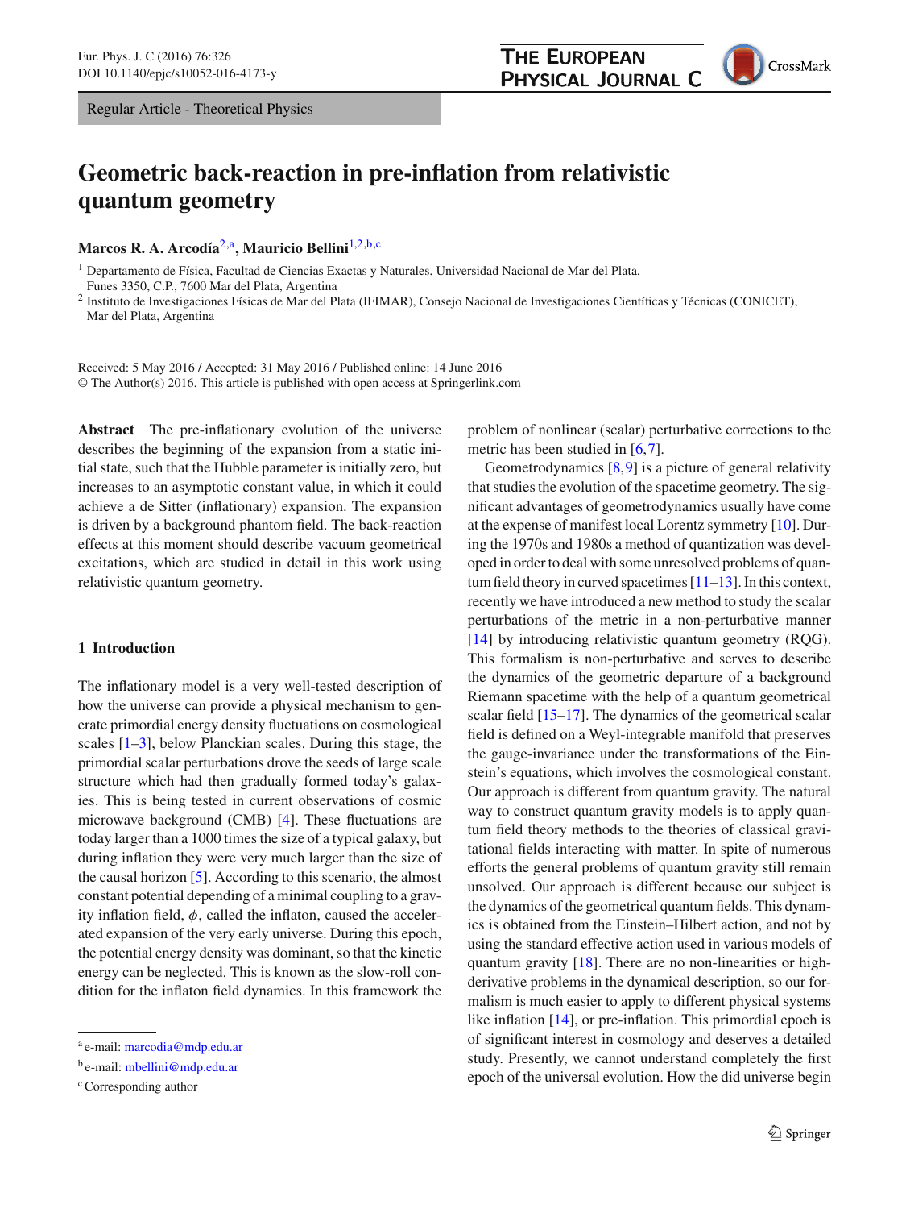Regular Article - Theoretical Physics

# Geometric back-reaction in pre-inflation from relativistic quantum geometry

**Marcos R. A. Arcodía**[2,a], **Mauricio Bellini**[1,2,b,c]

[1] Departamento de Física, Facultad de Ciencias Exactas y Naturales, Universidad Nacional de Mar del Plata, Funes 3350, C.P., 7600 Mar del Plata, Argentina
[2] Instituto de Investigaciones Físicas de Mar del Plata (IFIMAR), Consejo Nacional de Investigaciones Científicas y Técnicas (CONICET), Mar del Plata, Argentina

Received: 5 May 2016 / Accepted: 31 May 2016 / Published online: 14 June 2016
© The Author(s) 2016. This article is published with open access at Springerlink.com

**Abstract** The pre-inflationary evolution of the universe describes the beginning of the expansion from a static initial state, such that the Hubble parameter is initially zero, but increases to an asymptotic constant value, in which it could achieve a de Sitter (inflationary) expansion. The expansion is driven by a background phantom field. The back-reaction effects at this moment should describe vacuum geometrical excitations, which are studied in detail in this work using relativistic quantum geometry.

## 1 Introduction

The inflationary model is a very well-tested description of how the universe can provide a physical mechanism to generate primordial energy density fluctuations on cosmological scales [1–3], below Planckian scales. During this stage, the primordial scalar perturbations drove the seeds of large scale structure which had then gradually formed today's galaxies. This is being tested in current observations of cosmic microwave background (CMB) [4]. These fluctuations are today larger than a 1000 times the size of a typical galaxy, but during inflation they were very much larger than the size of the causal horizon [5]. According to this scenario, the almost constant potential depending of a minimal coupling to a gravity inflation field, $\phi$, called the inflaton, caused the accelerated expansion of the very early universe. During this epoch, the potential energy density was dominant, so that the kinetic energy can be neglected. This is known as the slow-roll condition for the inflaton field dynamics. In this framework the problem of nonlinear (scalar) perturbative corrections to the metric has been studied in [6,7].

Geometrodynamics [8,9] is a picture of general relativity that studies the evolution of the spacetime geometry. The significant advantages of geometrodynamics usually have come at the expense of manifest local Lorentz symmetry [10]. During the 1970s and 1980s a method of quantization was developed in order to deal with some unresolved problems of quantum field theory in curved spacetimes [11–13]. In this context, recently we have introduced a new method to study the scalar perturbations of the metric in a non-perturbative manner [14] by introducing relativistic quantum geometry (RQG). This formalism is non-perturbative and serves to describe the dynamics of the geometric departure of a background Riemann spacetime with the help of a quantum geometrical scalar field [15–17]. The dynamics of the geometrical scalar field is defined on a Weyl-integrable manifold that preserves the gauge-invariance under the transformations of the Einstein's equations, which involves the cosmological constant. Our approach is different from quantum gravity. The natural way to construct quantum gravity models is to apply quantum field theory methods to the theories of classical gravitational fields interacting with matter. In spite of numerous efforts the general problems of quantum gravity still remain unsolved. Our approach is different because our subject is the dynamics of the geometrical quantum fields. This dynamics is obtained from the Einstein–Hilbert action, and not by using the standard effective action used in various models of quantum gravity [18]. There are no non-linearities or high-derivative problems in the dynamical description, so our formalism is much easier to apply to different physical systems like inflation [14], or pre-inflation. This primordial epoch is of significant interest in cosmology and deserves a detailed study. Presently, we cannot understand completely the first epoch of the universal evolution. How the did universe begin

[a] e-mail: marcodia@mdp.edu.ar
[b] e-mail: mbellini@mdp.edu.ar
[c] Corresponding author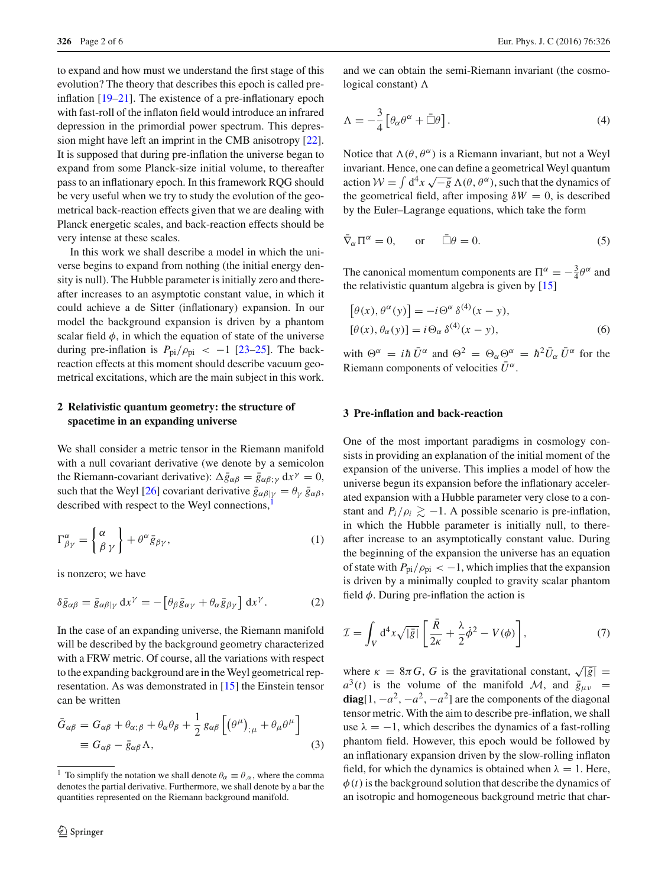to expand and how must we understand the first stage of this evolution? The theory that describes this epoch is called pre-inflation [19–21]. The existence of a pre-inflationary epoch with fast-roll of the inflaton field would introduce an infrared depression in the primordial power spectrum. This depression might have left an imprint in the CMB anisotropy [22]. It is supposed that during pre-inflation the universe began to expand from some Planck-size initial volume, to thereafter pass to an inflationary epoch. In this framework RQG should be very useful when we try to study the evolution of the geometrical back-reaction effects given that we are dealing with Planck energetic scales, and back-reaction effects should be very intense at these scales.

In this work we shall describe a model in which the universe begins to expand from nothing (the initial energy density is null). The Hubble parameter is initially zero and thereafter increases to an asymptotic constant value, in which it could achieve a de Sitter (inflationary) expansion. In our model the background expansion is driven by a phantom scalar field $\phi$, in which the equation of state of the universe during pre-inflation is $P_{\rm pi}/\rho_{\rm pi} < -1$ [23–25]. The back-reaction effects at this moment should describe vacuum geometrical excitations, which are the main subject in this work.

## 2 Relativistic quantum geometry: the structure of spacetime in an expanding universe

We shall consider a metric tensor in the Riemann manifold with a null covariant derivative (we denote by a semicolon the Riemann-covariant derivative): $\Delta \bar{g}_{\alpha\beta} = \bar{g}_{\alpha\beta;\gamma}\, dx^{\gamma} = 0$, such that the Weyl [26] covariant derivative $\bar{g}_{\alpha\beta|\gamma} = \theta_{\gamma}\, \bar{g}_{\alpha\beta}$, described with respect to the Weyl connections,[1]

$$\Gamma^{\alpha}_{\beta\gamma} = \left\{ \begin{array}{c} \alpha \\ \beta\, \gamma \end{array} \right\} + \theta^{\alpha}\, \bar{g}_{\beta\gamma}, \tag{1}$$

is nonzero; we have

$$\delta \bar{g}_{\alpha\beta} = \bar{g}_{\alpha\beta|\gamma}\, dx^{\gamma} = -\left[\theta_{\beta}\bar{g}_{\alpha\gamma} + \theta_{\alpha}\bar{g}_{\beta\gamma}\right] dx^{\gamma}. \tag{2}$$

In the case of an expanding universe, the Riemann manifold will be described by the background geometry characterized with a FRW metric. Of course, all the variations with respect to the expanding background are in the Weyl geometrical representation. As was demonstrated in [15] the Einstein tensor can be written

$$\begin{aligned} \bar{G}_{\alpha\beta} &= G_{\alpha\beta} + \theta_{\alpha;\beta} + \theta_{\alpha}\theta_{\beta} + \frac{1}{2}\, g_{\alpha\beta}\left[\left(\theta^{\mu}\right)_{;\mu} + \theta_{\mu}\theta^{\mu}\right] \\ &\equiv G_{\alpha\beta} - \bar{g}_{\alpha\beta}\Lambda, \end{aligned} \tag{3}$$

[1] To simplify the notation we shall denote $\theta_{\alpha} \equiv \theta_{,\alpha}$, where the comma denotes the partial derivative. Furthermore, we shall denote by a bar the quantities represented on the Riemann background manifold.

and we can obtain the semi-Riemann invariant (the cosmological constant) $\Lambda$

$$\Lambda = -\frac{3}{4}\left[\theta_{\alpha}\theta^{\alpha} + \bar{\Box}\theta\right]. \tag{4}$$

Notice that $\Lambda(\theta, \theta^{\alpha})$ is a Riemann invariant, but not a Weyl invariant. Hence, one can define a geometrical Weyl quantum action $\mathcal{W} = \int d^4x\, \sqrt{-\bar{g}}\, \Lambda(\theta, \theta^{\alpha})$, such that the dynamics of the geometrical field, after imposing $\delta W = 0$, is described by the Euler–Lagrange equations, which take the form

$$\bar{\nabla}_{\alpha}\Pi^{\alpha} = 0, \qquad \text{or} \qquad \bar{\Box}\theta = 0. \tag{5}$$

The canonical momentum components are $\Pi^{\alpha} \equiv -\frac{3}{4}\theta^{\alpha}$ and the relativistic quantum algebra is given by [15]

$$\begin{aligned} \left[\theta(x), \theta^{\alpha}(y)\right] &= -i\Theta^{\alpha}\, \delta^{(4)}(x-y), \\ \left[\theta(x), \theta_{\alpha}(y)\right] &= i\Theta_{\alpha}\, \delta^{(4)}(x-y), \end{aligned} \tag{6}$$

with $\Theta^{\alpha} = i\hbar\, \bar{U}^{\alpha}$ and $\Theta^2 = \Theta_{\alpha}\Theta^{\alpha} = \hbar^2 \bar{U}_{\alpha}\, \bar{U}^{\alpha}$ for the Riemann components of velocities $\bar{U}^{\alpha}$.

## 3 Pre-inflation and back-reaction

One of the most important paradigms in cosmology consists in providing an explanation of the initial moment of the expansion of the universe. This implies a model of how the universe begun its expansion before the inflationary accelerated expansion with a Hubble parameter very close to a constant and $P_i/\rho_i \gtrsim -1$. A possible scenario is pre-inflation, in which the Hubble parameter is initially null, to thereafter increase to an asymptotically constant value. During the beginning of the expansion the universe has an equation of state with $P_{\rm pi}/\rho_{\rm pi} < -1$, which implies that the expansion is driven by a minimally coupled to gravity scalar phantom field $\phi$. During pre-inflation the action is

$$\mathcal{I} = \int_V d^4x \sqrt{|\bar{g}|}\left[\frac{\bar{R}}{2\kappa} + \frac{\lambda}{2}\dot{\phi}^2 - V(\phi)\right], \tag{7}$$

where $\kappa = 8\pi G$, $G$ is the gravitational constant, $\sqrt{|\bar{g}|} = a^3(t)$ is the volume of the manifold $\mathcal{M}$, and $\bar{g}_{\mu\nu} = \mathbf{diag}[1, -a^2, -a^2, -a^2]$ are the components of the diagonal tensor metric. With the aim to describe pre-inflation, we shall use $\lambda = -1$, which describes the dynamics of a fast-rolling phantom field. However, this epoch would be followed by an inflationary expansion driven by the slow-rolling inflaton field, for which the dynamics is obtained when $\lambda = 1$. Here, $\phi(t)$ is the background solution that describe the dynamics of an isotropic and homogeneous background metric that char-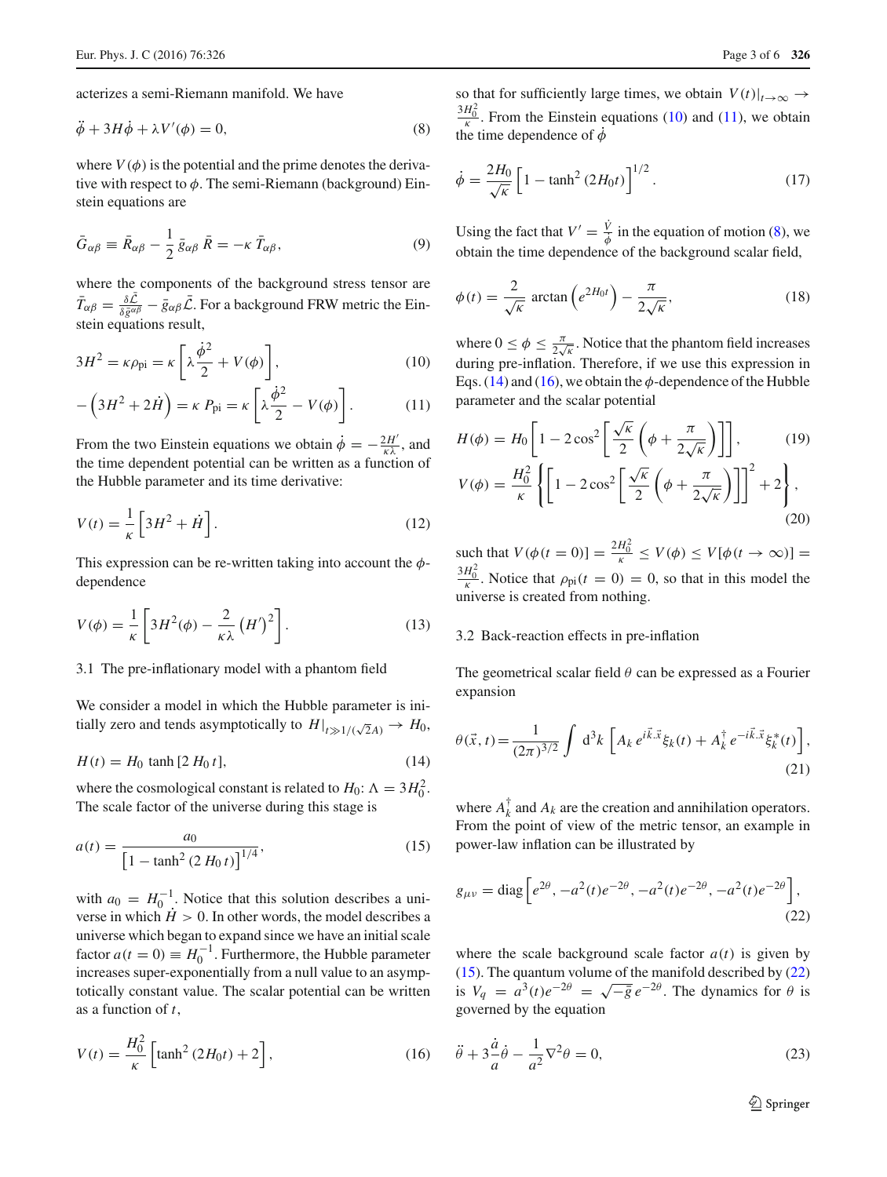acterizes a semi-Riemann manifold. We have

$$\ddot{\phi} + 3H\dot{\phi} + \lambda V'(\phi) = 0, \tag{8}$$

where $V(\phi)$ is the potential and the prime denotes the derivative with respect to $\phi$. The semi-Riemann (background) Einstein equations are

$$\bar{G}_{\alpha\beta} \equiv \bar{R}_{\alpha\beta} - \frac{1}{2}\,\bar{g}_{\alpha\beta}\,\bar{R} = -\kappa\,\bar{T}_{\alpha\beta}, \tag{9}$$

where the components of the background stress tensor are $\bar{T}_{\alpha\beta} = \frac{\delta\bar{\mathcal{L}}}{\delta\bar{g}^{\alpha\beta}} - \bar{g}_{\alpha\beta}\bar{\mathcal{L}}$. For a background FRW metric the Einstein equations result,

$$3H^2 = \kappa\rho_{\text{pi}} = \kappa\left[\lambda\frac{\dot{\phi}^2}{2} + V(\phi)\right], \tag{10}$$

$$-\left(3H^2 + 2\dot{H}\right) = \kappa\, P_{\text{pi}} = \kappa\left[\lambda\frac{\dot{\phi}^2}{2} - V(\phi)\right]. \tag{11}$$

From the two Einstein equations we obtain $\dot{\phi} = -\frac{2H'}{\kappa\lambda}$, and the time dependent potential can be written as a function of the Hubble parameter and its time derivative:

$$V(t) = \frac{1}{\kappa}\left[3H^2 + \dot{H}\right]. \tag{12}$$

This expression can be re-written taking into account the $\phi$-dependence

$$V(\phi) = \frac{1}{\kappa}\left[3H^2(\phi) - \frac{2}{\kappa\lambda}\left(H'\right)^2\right]. \tag{13}$$

### 3.1 The pre-inflationary model with a phantom field

We consider a model in which the Hubble parameter is initially zero and tends asymptotically to $H|_{t\gg 1/(\sqrt{2}A)} \to H_0$,

$$H(t) = H_0\,\tanh\left[2\,H_0\,t\right], \tag{14}$$

where the cosmological constant is related to $H_0$: $\Lambda = 3H_0^2$. The scale factor of the universe during this stage is

$$a(t) = \frac{a_0}{\left[1 - \tanh^2\left(2\,H_0\,t\right)\right]^{1/4}}, \tag{15}$$

with $a_0 = H_0^{-1}$. Notice that this solution describes a universe in which $\dot{H} > 0$. In other words, the model describes a universe which began to expand since we have an initial scale factor $a(t=0) \equiv H_0^{-1}$. Furthermore, the Hubble parameter increases super-exponentially from a null value to an asymptotically constant value. The scalar potential can be written as a function of $t$,

$$V(t) = \frac{H_0^2}{\kappa}\left[\tanh^2\left(2H_0t\right) + 2\right], \tag{16}$$

so that for sufficiently large times, we obtain $V(t)|_{t\to\infty} \to \frac{3H_0^2}{\kappa}$. From the Einstein equations (10) and (11), we obtain the time dependence of $\dot{\phi}$

$$\dot{\phi} = \frac{2H_0}{\sqrt{\kappa}}\left[1 - \tanh^2\left(2H_0t\right)\right]^{1/2}. \tag{17}$$

Using the fact that $V' = \frac{\dot{V}}{\dot{\phi}}$ in the equation of motion (8), we obtain the time dependence of the background scalar field,

$$\phi(t) = \frac{2}{\sqrt{\kappa}}\,\arctan\left(e^{2H_0t}\right) - \frac{\pi}{2\sqrt{\kappa}}, \tag{18}$$

where $0 \le \phi \le \frac{\pi}{2\sqrt{\kappa}}$. Notice that the phantom field increases during pre-inflation. Therefore, if we use this expression in Eqs. (14) and (16), we obtain the $\phi$-dependence of the Hubble parameter and the scalar potential

$$H(\phi) = H_0\left[1 - 2\cos^2\left[\frac{\sqrt{\kappa}}{2}\left(\phi + \frac{\pi}{2\sqrt{\kappa}}\right)\right]\right], \tag{19}$$

$$V(\phi) = \frac{H_0^2}{\kappa}\left\{\left[1 - 2\cos^2\left[\frac{\sqrt{\kappa}}{2}\left(\phi + \frac{\pi}{2\sqrt{\kappa}}\right)\right]\right]^2 + 2\right\}, \tag{20}$$

such that $V(\phi(t=0)] = \frac{2H_0^2}{\kappa} \le V(\phi) \le V[\phi(t\to\infty)] = \frac{3H_0^2}{\kappa}$. Notice that $\rho_{\text{pi}}(t=0) = 0$, so that in this model the universe is created from nothing.

### 3.2 Back-reaction effects in pre-inflation

The geometrical scalar field $\theta$ can be expressed as a Fourier expansion

$$\theta(\vec{x},t) = \frac{1}{(2\pi)^{3/2}}\int \mathrm{d}^3k\left[A_k\,e^{i\vec{k}.\vec{x}}\xi_k(t) + A_k^{\dagger}\,e^{-i\vec{k}.\vec{x}}\xi_k^*(t)\right], \tag{21}$$

where $A_k^{\dagger}$ and $A_k$ are the creation and annihilation operators. From the point of view of the metric tensor, an example in power-law inflation can be illustrated by

$$g_{\mu\nu} = \text{diag}\left[e^{2\theta}, -a^2(t)e^{-2\theta}, -a^2(t)e^{-2\theta}, -a^2(t)e^{-2\theta}\right], \tag{22}$$

where the scale background scale factor $a(t)$ is given by (15). The quantum volume of the manifold described by (22) is $V_q = a^3(t)e^{-2\theta} = \sqrt{-\bar{g}}\,e^{-2\theta}$. The dynamics for $\theta$ is governed by the equation

$$\ddot{\theta} + 3\frac{\dot{a}}{a}\dot{\theta} - \frac{1}{a^2}\nabla^2\theta = 0, \tag{23}$$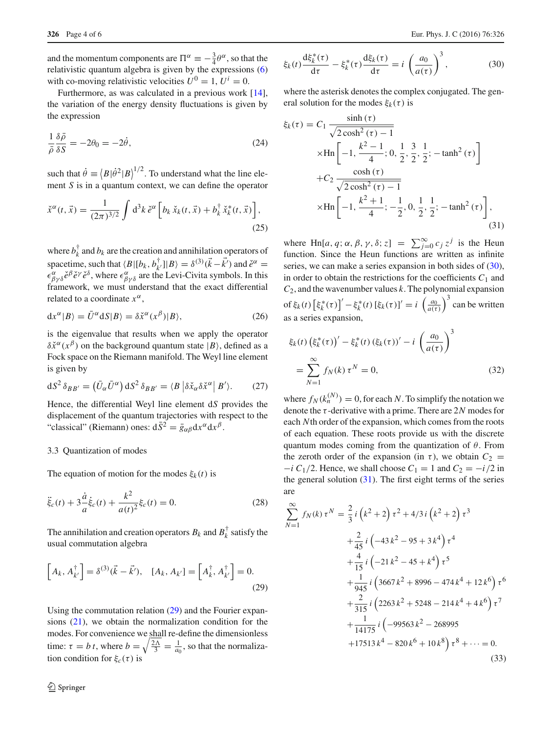and the momentum components are $\Pi^\alpha \equiv -\frac{3}{4}\theta^\alpha$, so that the relativistic quantum algebra is given by the expressions (6) with co-moving relativistic velocities $U^0 = 1$, $U^i = 0$.

Furthermore, as was calculated in a previous work [14], the variation of the energy density fluctuations is given by the expression

$$\frac{1}{\bar{\rho}}\frac{\delta\bar{\rho}}{\delta S} = -2\theta_0 = -2\dot{\theta}, \tag{24}$$

such that $\dot{\theta} \equiv \left\langle B|\dot{\theta}^2|B\right\rangle^{1/2}$. To understand what the line element $S$ is in a quantum context, we can define the operator

$$\check{x}^\alpha(t,\vec{x}) = \frac{1}{(2\pi)^{3/2}}\int d^3k\, \check{e}^\alpha\left[b_k\, \check{x}_k(t,\vec{x}) + b_k^\dagger\, \check{x}_k^*(t,\vec{x})\right], \tag{25}$$

where $b_k^\dagger$ and $b_k$ are the creation and annihilation operators of spacetime, such that $\langle B|[b_k, b_{k'}^\dagger]|B\rangle = \delta^{(3)}(\vec{k}-\vec{k'})$ and $\check{e}^\alpha = \epsilon^\alpha_{\beta\gamma\delta}\check{e}^\beta\check{e}^\gamma\check{e}^\delta$, where $\epsilon^\alpha_{\beta\gamma\delta}$ are the Levi-Civita symbols. In this framework, we must understand that the exact differential related to a coordinate $x^\alpha$,

$$dx^\alpha|B\rangle = \bar{U}^\alpha dS|B\rangle = \delta\check{x}^\alpha(x^\beta)|B\rangle, \tag{26}$$

is the eigenvalue that results when we apply the operator $\delta\check{x}^\alpha(x^\beta)$ on the background quantum state $|B\rangle$, defined as a Fock space on the Riemann manifold. The Weyl line element is given by

$$dS^2\,\delta_{BB'} = \left(\bar{U}_\alpha\bar{U}^\alpha\right)dS^2\,\delta_{BB'} = \langle B\left|\delta\check{x}_\alpha\delta\check{x}^\alpha\right| B'\rangle. \tag{27}$$

Hence, the differential Weyl line element $dS$ provides the displacement of the quantum trajectories with respect to the "classical" (Riemann) ones: $d\bar{S}^2 = \bar{g}_{\alpha\beta}dx^\alpha dx^\beta$.

### 3.3 Quantization of modes

The equation of motion for the modes $\xi_k(t)$ is

$$\ddot{\xi}_c(t) + 3\frac{\dot{a}}{a}\dot{\xi}_c(t) + \frac{k^2}{a(t)^2}\xi_c(t) = 0. \tag{28}$$

The annihilation and creation operators $B_k$ and $B_k^\dagger$ satisfy the usual commutation algebra

$$\left[A_k, A_{k'}^\dagger\right] = \delta^{(3)}(\vec{k}-\vec{k'}), \quad [A_k, A_{k'}] = \left[A_k^\dagger, A_{k'}^\dagger\right] = 0. \tag{29}$$

Using the commutation relation (29) and the Fourier expansions (21), we obtain the normalization condition for the modes. For convenience we shall re-define the dimensionless time: $\tau = b\,t$, where $b = \sqrt{\frac{2\Lambda}{3}} = \frac{1}{a_0}$, so that the normalization condition for $\xi_c(\tau)$ is

$$\xi_k(t)\frac{d\xi_k^*(\tau)}{d\tau} - \xi_k^*(\tau)\frac{d\xi_k(\tau)}{d\tau} = i\left(\frac{a_0}{a(\tau)}\right)^3, \tag{30}$$

where the asterisk denotes the complex conjugated. The general solution for the modes $\xi_k(\tau)$ is

$$\begin{aligned}\xi_k(\tau) = &\, C_1\frac{\sinh(\tau)}{\sqrt{2\cosh^2(\tau)-1}}\\ &\times \mathrm{Hn}\left[-1, \frac{k^2-1}{4}; 0, \frac{1}{2}, \frac{3}{2}, \frac{1}{2}; -\tanh^2(\tau)\right]\\ &+ C_2\frac{\cosh(\tau)}{\sqrt{2\cosh^2(\tau)-1}}\\ &\times \mathrm{Hn}\left[-1, \frac{k^2+1}{4}; -\frac{1}{2}, 0, \frac{1}{2}, \frac{1}{2}; -\tanh^2(\tau)\right],\end{aligned} \tag{31}$$

where $\mathrm{Hn}[a, q; \alpha, \beta, \gamma, \delta; z] = \sum_{j=0}^\infty c_j z^j$ is the Heun function. Since the Heun functions are written as infinite series, we can make a series expansion in both sides of (30), in order to obtain the restrictions for the coefficients $C_1$ and $C_2$, and the wavenumber values $k$. The polynomial expansion of $\xi_k(t)\left[\xi_k^*(\tau)\right]' - \xi_k^*(t)\left[\xi_k(\tau)\right]' = i\left(\frac{a_0}{a(\tau)}\right)^3$ can be written as a series expansion,

$$\begin{aligned}&\xi_k(t)\left(\xi_k^*(\tau)\right)' - \xi_k^*(t)\left(\xi_k(\tau)\right)' - i\left(\frac{a_0}{a(\tau)}\right)^3\\ &= \sum_{N=1}^\infty f_N(k)\,\tau^N = 0,\end{aligned} \tag{32}$$

where $f_N(k_n^{(N)}) = 0$, for each $N$. To simplify the notation we denote the $\tau$-derivative with a prime. There are $2N$ modes for each $N$th order of the expansion, which comes from the roots of each equation. These roots provide us with the discrete quantum modes coming from the quantization of $\theta$. From the zeroth order of the expansion (in $\tau$), we obtain $C_2 = -i\,C_1/2$. Hence, we shall choose $C_1 = 1$ and $C_2 = -i/2$ in the general solution (31). The first eight terms of the series are

$$\begin{aligned}\sum_{N=1}^\infty f_N(k)\,\tau^N = &\,\frac{2}{3}\,i\left(k^2+2\right)\tau^2 + 4/3\,i\left(k^2+2\right)\tau^3\\ &+\frac{2}{45}\,i\left(-43\,k^2 - 95 + 3\,k^4\right)\tau^4\\ &+\frac{4}{15}\,i\left(-21\,k^2 - 45 + k^4\right)\tau^5\\ &+\frac{1}{945}\,i\left(3667\,k^2 + 8996 - 474\,k^4 + 12\,k^6\right)\tau^6\\ &+\frac{2}{315}\,i\left(2263\,k^2 + 5248 - 214\,k^4 + 4\,k^6\right)\tau^7\\ &+\frac{1}{14175}\,i\left(-99563\,k^2 - 268995\right.\\ &\left.+17513\,k^4 - 820\,k^6 + 10\,k^8\right)\tau^8 + \cdots = 0.\end{aligned} \tag{33}$$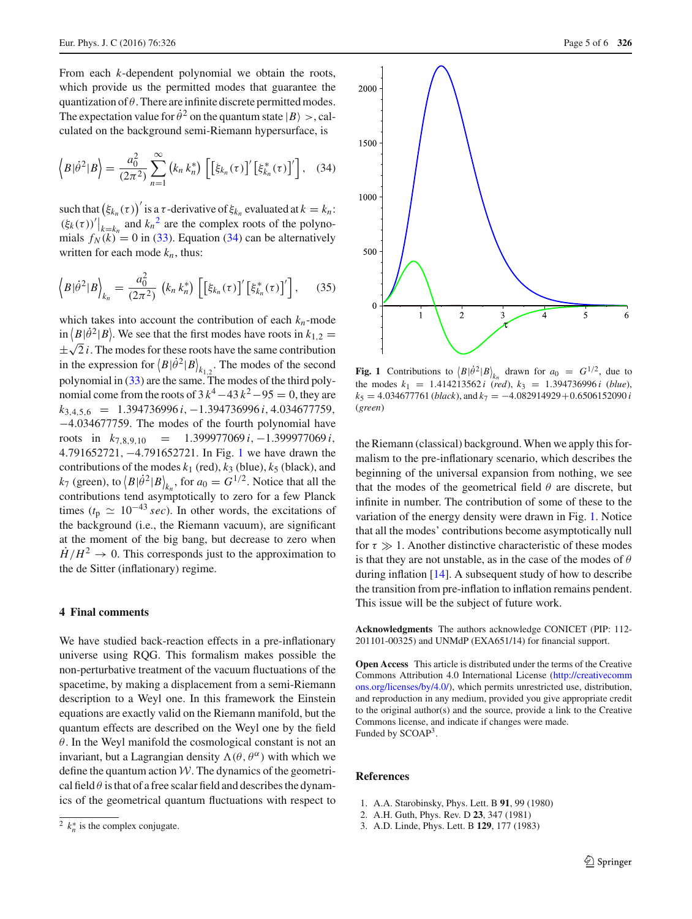From each $k$-dependent polynomial we obtain the roots, which provide us the permitted modes that guarantee the quantization of $\theta$. There are infinite discrete permitted modes. The expectation value for $\dot{\theta}^2$ on the quantum state $|B\rangle >$, calculated on the background semi-Riemann hypersurface, is

$$\left\langle B|\dot{\theta}^2|B\right\rangle = \frac{a_0^2}{(2\pi^2)} \sum_{n=1}^{\infty} \left(k_n\, k_n^*\right) \left[\left[\xi_{k_n}(\tau)\right]' \left[\xi_{k_n}^*(\tau)\right]'\right], \quad (34)$$

such that $\left(\xi_{k_n}(\tau)\right)'$ is a $\tau$-derivative of $\xi_{k_n}$ evaluated at $k = k_n$: $\left.(\xi_k(\tau))'\right|_{k=k_n}$ and $k_n$[2] are the complex roots of the polynomials $f_N(k) = 0$ in (33). Equation (34) can be alternatively written for each mode $k_n$, thus:

$$\left\langle B|\dot{\theta}^2|B\right\rangle_{k_n} = \frac{a_0^2}{(2\pi^2)} \left(k_n\, k_n^*\right) \left[\left[\xi_{k_n}(\tau)\right]' \left[\xi_{k_n}^*(\tau)\right]'\right], \quad (35)$$

which takes into account the contribution of each $k_n$-mode in $\left\langle B|\dot{\theta}^2|B\right\rangle$. We see that the first modes have roots in $k_{1,2} = \pm\sqrt{2}\, i$. The modes for these roots have the same contribution in the expression for $\left\langle B|\dot{\theta}^2|B\right\rangle_{k_{1,2}}$. The modes of the second polynomial in (33) are the same. The modes of the third polynomial come from the roots of $3\,k^4 - 43\,k^2 - 95 = 0$, they are $k_{3,4,5,6} = 1.394736996\,i, -1.394736996\,i, 4.034677759, -4.034677759$. The modes of the fourth polynomial have roots in $k_{7,8,9,10} = 1.399977069\,i, -1.399977069\,i, 4.791652721, -4.791652721$. In Fig. 1 we have drawn the contributions of the modes $k_1$ (red), $k_3$ (blue), $k_5$ (black), and $k_7$ (green), to $\left\langle B|\dot{\theta}^2|B\right\rangle_{k_n}$, for $a_0 = G^{1/2}$. Notice that all the contributions tend asymptotically to zero for a few Planck times ($t_p \simeq 10^{-43}\, sec$). In other words, the excitations of the background (i.e., the Riemann vacuum), are significant at the moment of the big bang, but decrease to zero when $\dot{H}/H^2 \to 0$. This corresponds just to the approximation to the de Sitter (inflationary) regime.

**Fig. 1** Contributions to $\left\langle B|\dot{\theta}^2|B\right\rangle_{k_n}$ drawn for $a_0 = G^{1/2}$, due to the modes $k_1 = 1.414213562\,i$ (*red*), $k_3 = 1.394736996\,i$ (*blue*), $k_5 = 4.034677761$ (*black*), and $k_7 = -4.082914929 + 0.6506152090\,i$ (*green*)

## 4 Final comments

We have studied back-reaction effects in a pre-inflationary universe using RQG. This formalism makes possible the non-perturbative treatment of the vacuum fluctuations of the spacetime, by making a displacement from a semi-Riemann description to a Weyl one. In this framework the Einstein equations are exactly valid on the Riemann manifold, but the quantum effects are described on the Weyl one by the field $\theta$. In the Weyl manifold the cosmological constant is not an invariant, but a Lagrangian density $\Lambda(\theta, \theta^{\alpha})$ with which we define the quantum action $\mathcal{W}$. The dynamics of the geometrical field $\theta$ is that of a free scalar field and describes the dynamics of the geometrical quantum fluctuations with respect to the Riemann (classical) background. When we apply this formalism to the pre-inflationary scenario, which describes the beginning of the universal expansion from nothing, we see that the modes of the geometrical field $\theta$ are discrete, but infinite in number. The contribution of some of these to the variation of the energy density were drawn in Fig. 1. Notice that all the modes' contributions become asymptotically null for $\tau \gg 1$. Another distinctive characteristic of these modes is that they are not unstable, as in the case of the modes of $\theta$ during inflation [14]. A subsequent study of how to describe the transition from pre-inflation to inflation remains pendent. This issue will be the subject of future work.

**Acknowledgments** The authors acknowledge CONICET (PIP: 112-201101-00325) and UNMdP (EXA651/14) for financial support.

**Open Access** This article is distributed under the terms of the Creative Commons Attribution 4.0 International License (http://creativecommons.org/licenses/by/4.0/), which permits unrestricted use, distribution, and reproduction in any medium, provided you give appropriate credit to the original author(s) and the source, provide a link to the Creative Commons license, and indicate if changes were made.
Funded by SCOAP[3].

## References

1. A.A. Starobinsky, Phys. Lett. B **91**, 99 (1980)
2. A.H. Guth, Phys. Rev. D **23**, 347 (1981)
3. A.D. Linde, Phys. Lett. B **129**, 177 (1983)

[2] $k_n^*$ is the complex conjugate.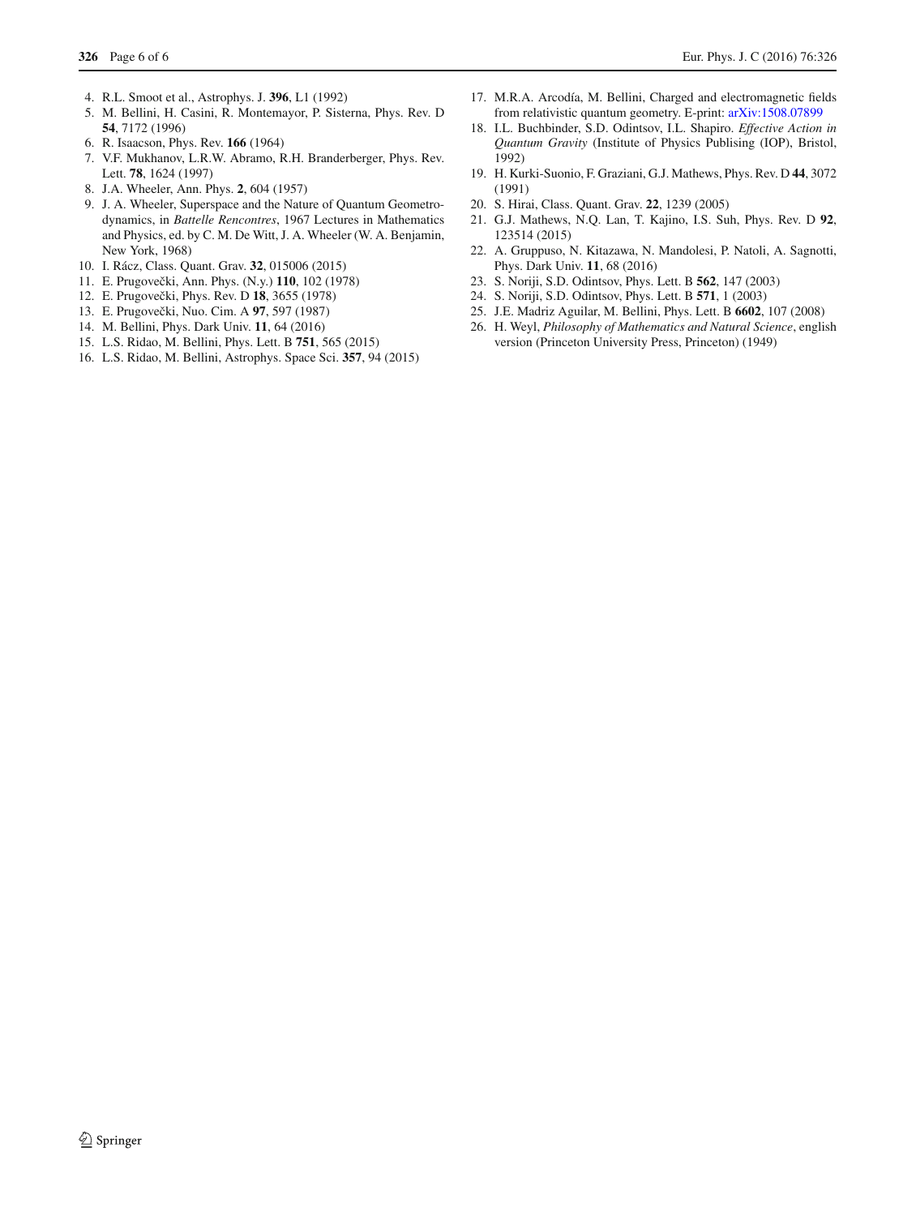4. R.L. Smoot et al., Astrophys. J. **396**, L1 (1992)
5. M. Bellini, H. Casini, R. Montemayor, P. Sisterna, Phys. Rev. D **54**, 7172 (1996)
6. R. Isaacson, Phys. Rev. **166** (1964)
7. V.F. Mukhanov, L.R.W. Abramo, R.H. Branderberger, Phys. Rev. Lett. **78**, 1624 (1997)
8. J.A. Wheeler, Ann. Phys. **2**, 604 (1957)
9. J. A. Wheeler, Superspace and the Nature of Quantum Geometrodynamics, in *Battelle Rencontres*, 1967 Lectures in Mathematics and Physics, ed. by C. M. De Witt, J. A. Wheeler (W. A. Benjamin, New York, 1968)
10. I. Rácz, Class. Quant. Grav. **32**, 015006 (2015)
11. E. Prugovečki, Ann. Phys. (N.y.) **110**, 102 (1978)
12. E. Prugovečki, Phys. Rev. D **18**, 3655 (1978)
13. E. Prugovečki, Nuo. Cim. A **97**, 597 (1987)
14. M. Bellini, Phys. Dark Univ. **11**, 64 (2016)
15. L.S. Ridao, M. Bellini, Phys. Lett. B **751**, 565 (2015)
16. L.S. Ridao, M. Bellini, Astrophys. Space Sci. **357**, 94 (2015)
17. M.R.A. Arcodía, M. Bellini, Charged and electromagnetic fields from relativistic quantum geometry. E-print: arXiv:1508.07899
18. I.L. Buchbinder, S.D. Odintsov, I.L. Shapiro. *Effective Action in Quantum Gravity* (Institute of Physics Publising (IOP), Bristol, 1992)
19. H. Kurki-Suonio, F. Graziani, G.J. Mathews, Phys. Rev. D **44**, 3072 (1991)
20. S. Hirai, Class. Quant. Grav. **22**, 1239 (2005)
21. G.J. Mathews, N.Q. Lan, T. Kajino, I.S. Suh, Phys. Rev. D **92**, 123514 (2015)
22. A. Gruppuso, N. Kitazawa, N. Mandolesi, P. Natoli, A. Sagnotti, Phys. Dark Univ. **11**, 68 (2016)
23. S. Noriji, S.D. Odintsov, Phys. Lett. B **562**, 147 (2003)
24. S. Noriji, S.D. Odintsov, Phys. Lett. B **571**, 1 (2003)
25. J.E. Madriz Aguilar, M. Bellini, Phys. Lett. B **6602**, 107 (2008)
26. H. Weyl, *Philosophy of Mathematics and Natural Science*, english version (Princeton University Press, Princeton) (1949)